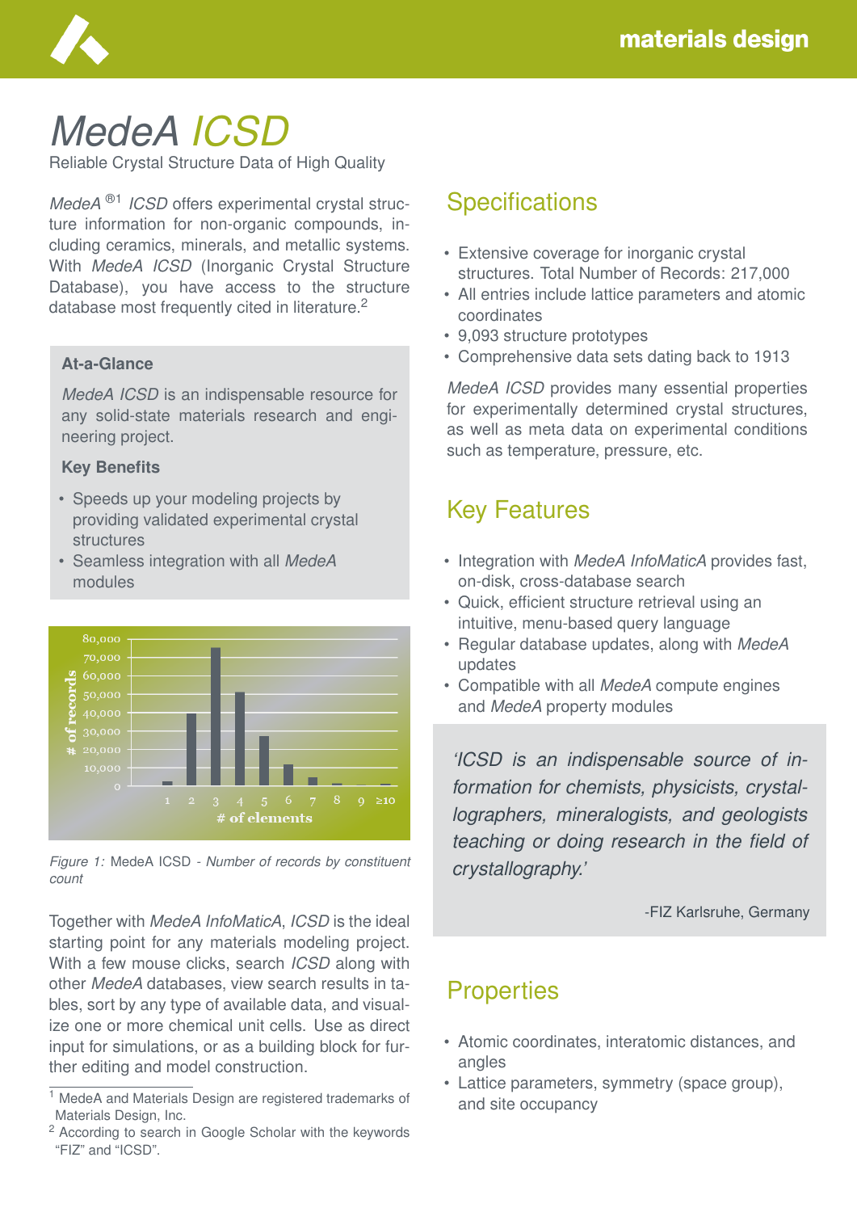# *MedeA ICSD*

Reliable Crystal Structure Data of High Quality

*MedeA* ®[1] *ICSD* offers experimental crystal structure information for non-organic compounds, including ceramics, minerals, and metallic systems. With *MedeA ICSD* (Inorganic Crystal Structure Database), you have access to the structure database most frequently cited in literature.[2]

**At-a-Glance**

*MedeA ICSD* is an indispensable resource for any solid-state materials research and engineering project.

**Key Benefits**

- Speeds up your modeling projects by providing validated experimental crystal structures
- Seamless integration with all *MedeA* modules

*Figure 1:* MedeA ICSD - *Number of records by constituent count*

Together with *MedeA InfoMaticA*, *ICSD* is the ideal starting point for any materials modeling project. With a few mouse clicks, search *ICSD* along with other *MedeA* databases, view search results in tables, sort by any type of available data, and visualize one or more chemical unit cells. Use as direct input for simulations, or as a building block for further editing and model construction.

## Specifications

- Extensive coverage for inorganic crystal structures. Total Number of Records: 217,000
- All entries include lattice parameters and atomic coordinates
- 9,093 structure prototypes
- Comprehensive data sets dating back to 1913

*MedeA ICSD* provides many essential properties for experimentally determined crystal structures, as well as meta data on experimental conditions such as temperature, pressure, etc.

## Key Features

- Integration with *MedeA InfoMaticA* provides fast, on-disk, cross-database search
- Quick, efficient structure retrieval using an intuitive, menu-based query language
- Regular database updates, along with *MedeA* updates
- Compatible with all *MedeA* compute engines and *MedeA* property modules

*'ICSD is an indispensable source of information for chemists, physicists, crystallographers, mineralogists, and geologists teaching or doing research in the field of crystallography.'*

-FIZ Karlsruhe, Germany

## Properties

- Atomic coordinates, interatomic distances, and angles
- Lattice parameters, symmetry (space group), and site occupancy

---

[1] MedeA and Materials Design are registered trademarks of Materials Design, Inc.

[2] According to search in Google Scholar with the keywords "FIZ" and "ICSD".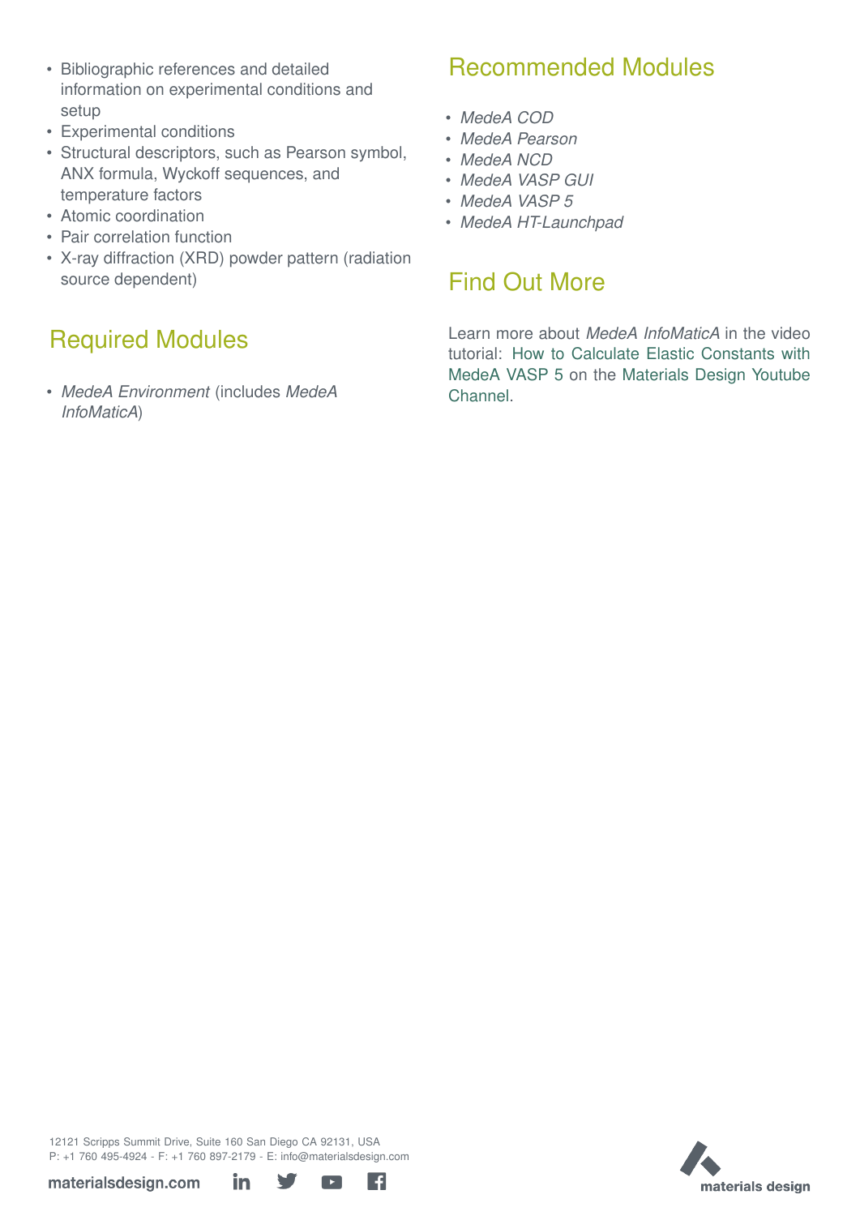- Bibliographic references and detailed information on experimental conditions and setup
- Experimental conditions
- Structural descriptors, such as Pearson symbol, ANX formula, Wyckoff sequences, and temperature factors
- Atomic coordination
- Pair correlation function
- X-ray diffraction (XRD) powder pattern (radiation source dependent)

## Required Modules

- *MedeA Environment* (includes *MedeA InfoMaticA*)

## Recommended Modules

- *MedeA COD*
- *MedeA Pearson*
- *MedeA NCD*
- *MedeA VASP GUI*
- *MedeA VASP 5*
- *MedeA HT-Launchpad*

## Find Out More

Learn more about *MedeA InfoMaticA* in the video tutorial: How to Calculate Elastic Constants with MedeA VASP 5 on the Materials Design Youtube Channel.

12121 Scripps Summit Drive, Suite 160 San Diego CA 92131, USA
P: +1 760 495-4924 - F: +1 760 897-2179 - E: info@materialsdesign.com

materialsdesign.com